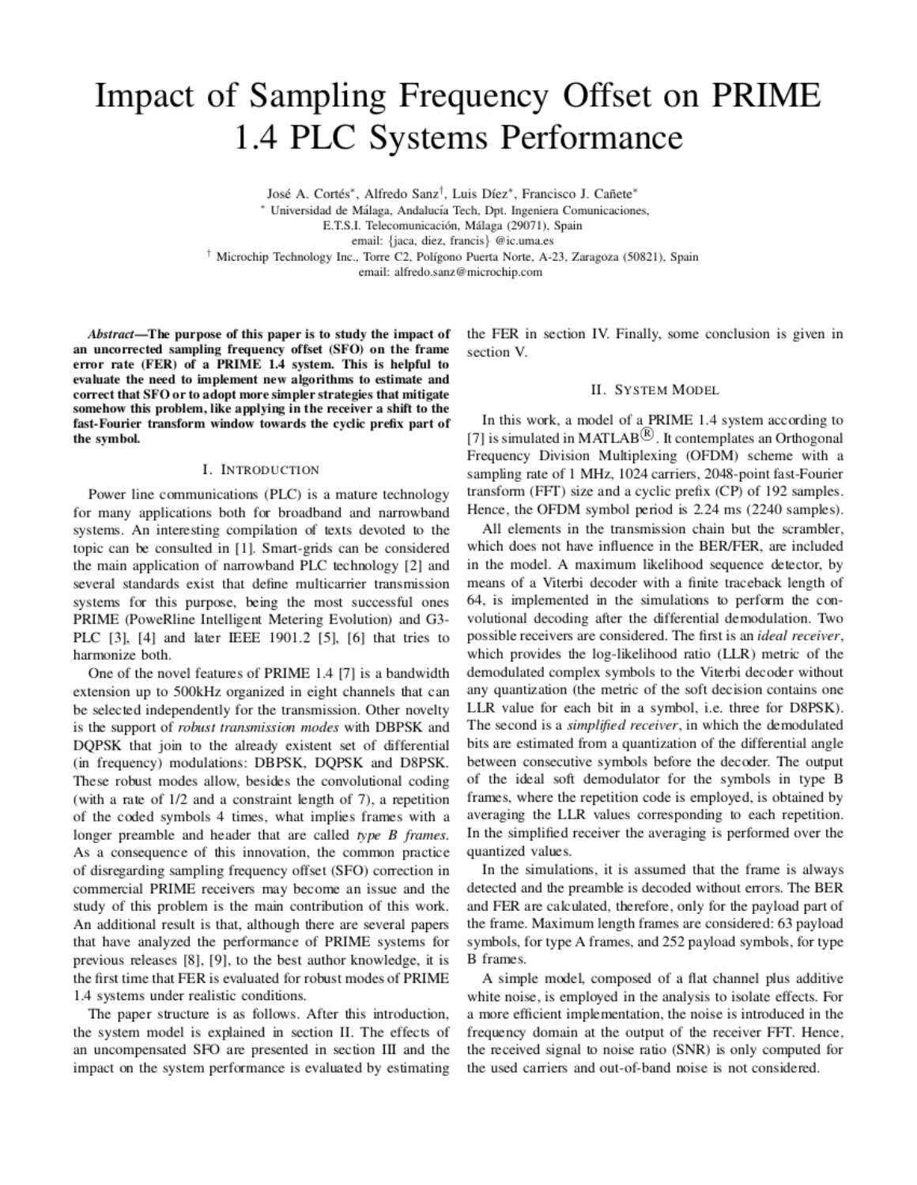# Impact of Sampling Frequency Offset on PRIME 1.4 PLC Systems Performance

José A. Cortés*, Alfredo Sanz†, Luis Díez*, Francisco J. Cañete*

\* Universidad de Málaga, Andalucía Tech, Dpt. Ingeniera Comunicaciones,
E.T.S.I. Telecomunicación, Málaga (29071), Spain
email: {jaca, diez, francis} @ic.uma.es

† Microchip Technology Inc., Torre C2, Polígono Puerta Norte, A-23, Zaragoza (50821), Spain
email: alfredo.sanz@microchip.com

***Abstract*—The purpose of this paper is to study the impact of an uncorrected sampling frequency offset (SFO) on the frame error rate (FER) of a PRIME 1.4 system. This is helpful to evaluate the need to implement new algorithms to estimate and correct that SFO or to adopt more simpler strategies that mitigate somehow this problem, like applying in the receiver a shift to the fast-Fourier transform window towards the cyclic prefix part of the symbol.**

## I. Introduction

Power line communications (PLC) is a mature technology for many applications both for broadband and narrowband systems. An interesting compilation of texts devoted to the topic can be consulted in [1]. Smart-grids can be considered the main application of narrowband PLC technology [2] and several standards exist that define multicarrier transmission systems for this purpose, being the most successful ones PRIME (PoweRline Intelligent Metering Evolution) and G3-PLC [3], [4] and later IEEE 1901.2 [5], [6] that tries to harmonize both.

One of the novel features of PRIME 1.4 [7] is a bandwidth extension up to 500kHz organized in eight channels that can be selected independently for the transmission. Other novelty is the support of *robust transmission modes* with DBPSK and DQPSK that join to the already existent set of differential (in frequency) modulations: DBPSK, DQPSK and D8PSK. These robust modes allow, besides the convolutional coding (with a rate of 1/2 and a constraint length of 7), a repetition of the coded symbols 4 times, what implies frames with a longer preamble and header that are called *type B frames*. As a consequence of this innovation, the common practice of disregarding sampling frequency offset (SFO) correction in commercial PRIME receivers may become an issue and the study of this problem is the main contribution of this work. An additional result is that, although there are several papers that have analyzed the performance of PRIME systems for previous releases [8], [9], to the best author knowledge, it is the first time that FER is evaluated for robust modes of PRIME 1.4 systems under realistic conditions.

The paper structure is as follows. After this introduction, the system model is explained in section II. The effects of an uncompensated SFO are presented in section III and the impact on the system performance is evaluated by estimating the FER in section IV. Finally, some conclusion is given in section V.

## II. System Model

In this work, a model of a PRIME 1.4 system according to [7] is simulated in MATLAB®. It contemplates an Orthogonal Frequency Division Multiplexing (OFDM) scheme with a sampling rate of 1 MHz, 1024 carriers, 2048-point fast-Fourier transform (FFT) size and a cyclic prefix (CP) of 192 samples. Hence, the OFDM symbol period is 2.24 ms (2240 samples).

All elements in the transmission chain but the scrambler, which does not have influence in the BER/FER, are included in the model. A maximum likelihood sequence detector, by means of a Viterbi decoder with a finite traceback length of 64, is implemented in the simulations to perform the convolutional decoding after the differential demodulation. Two possible receivers are considered. The first is an *ideal receiver*, which provides the log-likelihood ratio (LLR) metric of the demodulated complex symbols to the Viterbi decoder without any quantization (the metric of the soft decision contains one LLR value for each bit in a symbol, i.e. three for D8PSK). The second is a *simplified receiver*, in which the demodulated bits are estimated from a quantization of the differential angle between consecutive symbols before the decoder. The output of the ideal soft demodulator for the symbols in type B frames, where the repetition code is employed, is obtained by averaging the LLR values corresponding to each repetition. In the simplified receiver the averaging is performed over the quantized values.

In the simulations, it is assumed that the frame is always detected and the preamble is decoded without errors. The BER and FER are calculated, therefore, only for the payload part of the frame. Maximum length frames are considered: 63 payload symbols, for type A frames, and 252 payload symbols, for type B frames.

A simple model, composed of a flat channel plus additive white noise, is employed in the analysis to isolate effects. For a more efficient implementation, the noise is introduced in the frequency domain at the output of the receiver FFT. Hence, the received signal to noise ratio (SNR) is only computed for the used carriers and out-of-band noise is not considered.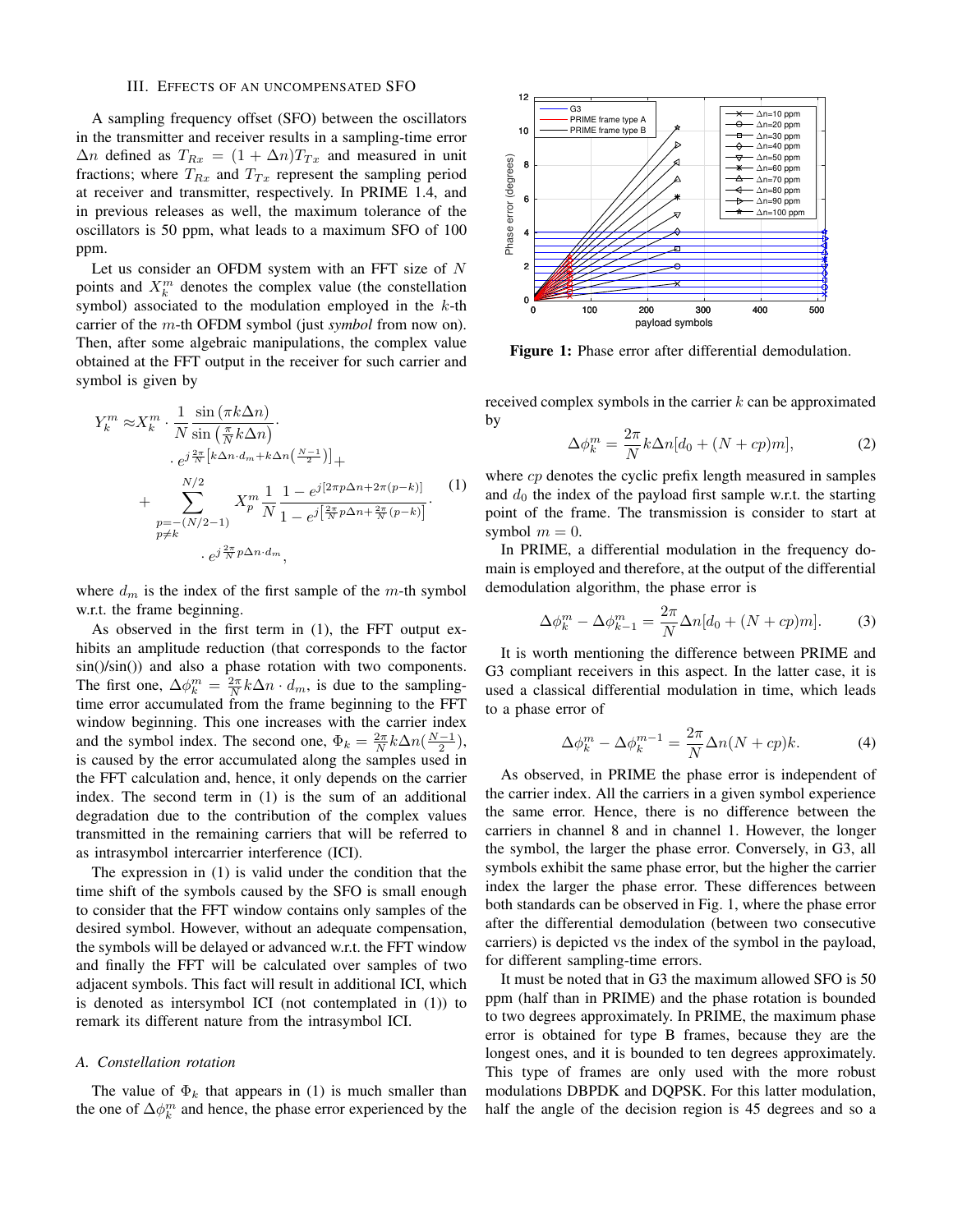## III. Effects of an uncompensated SFO

A sampling frequency offset (SFO) between the oscillators in the transmitter and receiver results in a sampling-time error $\Delta n$ defined as $T_{Rx} = (1+\Delta n)T_{Tx}$ and measured in unit fractions; where $T_{Rx}$ and $T_{Tx}$ represent the sampling period at receiver and transmitter, respectively. In PRIME 1.4, and in previous releases as well, the maximum tolerance of the oscillators is 50 ppm, what leads to a maximum SFO of 100 ppm.

Let us consider an OFDM system with an FFT size of $N$ points and $X_k^m$ denotes the complex value (the constellation symbol) associated to the modulation employed in the $k$-th carrier of the $m$-th OFDM symbol (just *symbol* from now on). Then, after some algebraic manipulations, the complex value obtained at the FFT output in the receiver for such carrier and symbol is given by

$$
\begin{aligned}
Y_k^m \approx & X_k^m \cdot \frac{1}{N}\frac{\sin\left(\pi k \Delta n\right)}{\sin\left(\frac{\pi}{N}k\Delta n\right)} \cdot \\
& \cdot e^{j\frac{2\pi}{N}\left[k\Delta n \cdot d_m + k\Delta n\left(\frac{N-1}{2}\right)\right]} + \\
& + \sum_{\substack{p=-(N/2-1)\\ p\neq k}}^{N/2} X_p^m \frac{1}{N}\frac{1-e^{j\left[2\pi p\Delta n + 2\pi(p-k)\right]}}{1-e^{j\left[\frac{2\pi}{N}p\Delta n+\frac{2\pi}{N}(p-k)\right]}} \cdot \\
& \cdot e^{j\frac{2\pi}{N}p\Delta n \cdot d_m},
\end{aligned} \tag{1}
$$

where $d_m$ is the index of the first sample of the $m$-th symbol w.r.t. the frame beginning.

As observed in the first term in (1), the FFT output exhibits an amplitude reduction (that corresponds to the factor sin()/sin()) and also a phase rotation with two components. The first one, $\Delta\phi_k^m = \frac{2\pi}{N}k\Delta n \cdot d_m$, is due to the sampling-time error accumulated from the frame beginning to the FFT window beginning. This one increases with the carrier index and the symbol index. The second one, $\Phi_k = \frac{2\pi}{N}k\Delta n(\frac{N-1}{2})$, is caused by the error accumulated along the samples used in the FFT calculation and, hence, it only depends on the carrier index. The second term in (1) is the sum of an additional degradation due to the contribution of the complex values transmitted in the remaining carriers that will be referred to as intrasymbol intercarrier interference (ICI).

The expression in (1) is valid under the condition that the time shift of the symbols caused by the SFO is small enough to consider that the FFT window contains only samples of the desired symbol. However, without an adequate compensation, the symbols will be delayed or advanced w.r.t. the FFT window and finally the FFT will be calculated over samples of two adjacent symbols. This fact will result in additional ICI, which is denoted as intersymbol ICI (not contemplated in (1)) to remark its different nature from the intrasymbol ICI.

### A. Constellation rotation

The value of $\Phi_k$ that appears in (1) is much smaller than the one of $\Delta\phi_k^m$ and hence, the phase error experienced by the received complex symbols in the carrier $k$ can be approximated by

$$
\Delta\phi_k^m = \frac{2\pi}{N}k\Delta n[d_0 + (N+cp)m], \tag{2}
$$

where $cp$ denotes the cyclic prefix length measured in samples and $d_0$ the index of the payload first sample w.r.t. the starting point of the frame. The transmission is consider to start at symbol $m=0$.

In PRIME, a differential modulation in the frequency domain is employed and therefore, at the output of the differential demodulation algorithm, the phase error is

$$
\Delta\phi_k^m - \Delta\phi_{k-1}^m = \frac{2\pi}{N}\Delta n[d_0 + (N+cp)m]. \tag{3}
$$

It is worth mentioning the difference between PRIME and G3 compliant receivers in this aspect. In the latter case, it is used a classical differential modulation in time, which leads to a phase error of

$$
\Delta\phi_k^m - \Delta\phi_k^{m-1} = \frac{2\pi}{N}\Delta n(N+cp)k. \tag{4}
$$

As observed, in PRIME the phase error is independent of the carrier index. All the carriers in a given symbol experience the same error. Hence, there is no difference between the carriers in channel 8 and in channel 1. However, the longer the symbol, the larger the phase error. Conversely, in G3, all symbols exhibit the same phase error, but the higher the carrier index the larger the phase error. These differences between both standards can be observed in Fig. 1, where the phase error after the differential demodulation (between two consecutive carriers) is depicted vs the index of the symbol in the payload, for different sampling-time errors.

**Figure 1:** Phase error after differential demodulation.

It must be noted that in G3 the maximum allowed SFO is 50 ppm (half than in PRIME) and the phase rotation is bounded to two degrees approximately. In PRIME, the maximum phase error is obtained for type B frames, because they are the longest ones, and it is bounded to ten degrees approximately. This type of frames are only used with the more robust modulations DBPDK and DQPSK. For this latter modulation, half the angle of the decision region is 45 degrees and so a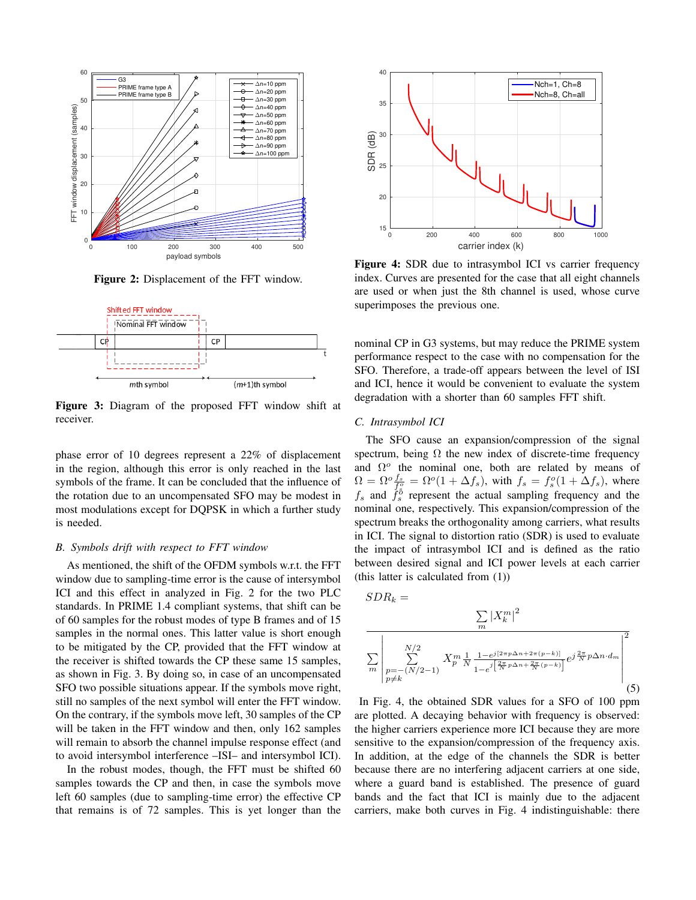Figure 2: Displacement of the FFT window.

Figure 3: Diagram of the proposed FFT window shift at receiver.

phase error of 10 degrees represent a 22% of displacement in the region, although this error is only reached in the last symbols of the frame. It can be concluded that the influence of the rotation due to an uncompensated SFO may be modest in most modulations except for DQPSK in which a further study is needed.

### B. Symbols drift with respect to FFT window

As mentioned, the shift of the OFDM symbols w.r.t. the FFT window due to sampling-time error is the cause of intersymbol ICI and this effect in analyzed in Fig. 2 for the two PLC standards. In PRIME 1.4 compliant systems, that shift can be of 60 samples for the robust modes of type B frames and of 15 samples in the normal ones. This latter value is short enough to be mitigated by the CP, provided that the FFT window at the receiver is shifted towards the CP these same 15 samples, as shown in Fig. 3. By doing so, in case of an uncompensated SFO two possible situations appear. If the symbols move right, still no samples of the next symbol will enter the FFT window. On the contrary, if the symbols move left, 30 samples of the CP will be taken in the FFT window and then, only 162 samples will remain to absorb the channel impulse response effect (and to avoid intersymbol interference –ISI– and intersymbol ICI).

In the robust modes, though, the FFT must be shifted 60 samples towards the CP and then, in case the symbols move left 60 samples (due to sampling-time error) the effective CP that remains is of 72 samples. This is yet longer than the nominal CP in G3 systems, but may reduce the PRIME system performance respect to the case with no compensation for the SFO. Therefore, a trade-off appears between the level of ISI and ICI, hence it would be convenient to evaluate the system degradation with a shorter than 60 samples FFT shift.

Figure 4: SDR due to intrasymbol ICI vs carrier frequency index. Curves are presented for the case that all eight channels are used or when just the 8th channel is used, whose curve superimposes the previous one.

### C. Intrasymbol ICI

The SFO cause an expansion/compression of the signal spectrum, being $\Omega$ the new index of discrete-time frequency and $\Omega^o$ the nominal one, both are related by means of $\Omega = \Omega^o \frac{f_s}{f_s^o} = \Omega^o(1+\Delta f_s)$, with $f_s = f_s^o(1+\Delta f_s)$, where $f_s$ and $f_s^o$ represent the actual sampling frequency and the nominal one, respectively. This expansion/compression of the spectrum breaks the orthogonality among carriers, what results in ICI. The signal to distortion ratio (SDR) is used to evaluate the impact of intrasymbol ICI and is defined as the ratio between desired signal and ICI power levels at each carrier (this latter is calculated from (1))

$$SDR_k = \frac{\sum_m |X_k^m|^2}{\sum_m \left| \sum_{\substack{p=-(N/2-1) \\ p\neq k}}^{N/2} X_p^m \frac{1}{N} \frac{1-e^{j[2\pi p \Delta n + 2\pi(p-k)]}}{1-e^{j\left[\frac{2\pi}{N} p \Delta n + \frac{2\pi}{N}(p-k)\right]}} e^{j\frac{2\pi}{N} p \Delta n \cdot d_m} \right|^2} \tag{5}$$

In Fig. 4, the obtained SDR values for a SFO of 100 ppm are plotted. A decaying behavior with frequency is observed: the higher carriers experience more ICI because they are more sensitive to the expansion/compression of the frequency axis. In addition, at the edge of the channels the SDR is better because there are no interfering adjacent carriers at one side, where a guard band is established. The presence of guard bands and the fact that ICI is mainly due to the adjacent carriers, make both curves in Fig. 4 indistinguishable: there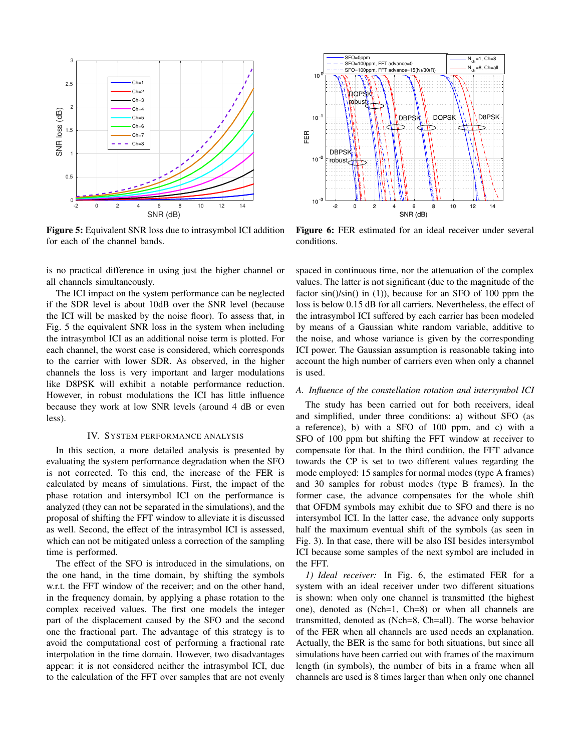**Figure 5:** Equivalent SNR loss due to intrasymbol ICI addition for each of the channel bands.

**Figure 6:** FER estimated for an ideal receiver under several conditions.

is no practical difference in using just the higher channel or all channels simultaneously.

The ICI impact on the system performance can be neglected if the SDR level is about 10dB over the SNR level (because the ICI will be masked by the noise floor). To assess that, in Fig. 5 the equivalent SNR loss in the system when including the intrasymbol ICI as an additional noise term is plotted. For each channel, the worst case is considered, which corresponds to the carrier with lower SDR. As observed, in the higher channels the loss is very important and larger modulations like D8PSK will exhibit a notable performance reduction. However, in robust modulations the ICI has little influence because they work at low SNR levels (around 4 dB or even less).

## IV. System Performance Analysis

In this section, a more detailed analysis is presented by evaluating the system performance degradation when the SFO is not corrected. To this end, the increase of the FER is calculated by means of simulations. First, the impact of the phase rotation and intersymbol ICI on the performance is analyzed (they can not be separated in the simulations), and the proposal of shifting the FFT window to alleviate it is discussed as well. Second, the effect of the intrasymbol ICI is assessed, which can not be mitigated unless a correction of the sampling time is performed.

The effect of the SFO is introduced in the simulations, on the one hand, in the time domain, by shifting the symbols w.r.t. the FFT window of the receiver; and on the other hand, in the frequency domain, by applying a phase rotation to the complex received values. The first one models the integer part of the displacement caused by the SFO and the second one the fractional part. The advantage of this strategy is to avoid the computational cost of performing a fractional rate interpolation in the time domain. However, two disadvantages appear: it is not considered neither the intrasymbol ICI, due to the calculation of the FFT over samples that are not evenly spaced in continuous time, nor the attenuation of the complex values. The latter is not significant (due to the magnitude of the factor sin()/sin() in (1)), because for an SFO of 100 ppm the loss is below 0.15 dB for all carriers. Nevertheless, the effect of the intrasymbol ICI suffered by each carrier has been modeled by means of a Gaussian white random variable, additive to the noise, and whose variance is given by the corresponding ICI power. The Gaussian assumption is reasonable taking into account the high number of carriers even when only a channel is used.

### *A. Influence of the constellation rotation and intersymbol ICI*

The study has been carried out for both receivers, ideal and simplified, under three conditions: a) without SFO (as a reference), b) with a SFO of 100 ppm, and c) with a SFO of 100 ppm but shifting the FFT window at receiver to compensate for that. In the third condition, the FFT advance towards the CP is set to two different values regarding the mode employed: 15 samples for normal modes (type A frames) and 30 samples for robust modes (type B frames). In the former case, the advance compensates for the whole shift that OFDM symbols may exhibit due to SFO and there is no intersymbol ICI. In the latter case, the advance only supports half the maximum eventual shift of the symbols (as seen in Fig. 3). In that case, there will be also ISI besides intersymbol ICI because some samples of the next symbol are included in the FFT.

*1) Ideal receiver:* In Fig. 6, the estimated FER for a system with an ideal receiver under two different situations is shown: when only one channel is transmitted (the highest one), denoted as (Nch=1, Ch=8) or when all channels are transmitted, denoted as (Nch=8, Ch=all). The worse behavior of the FER when all channels are used needs an explanation. Actually, the BER is the same for both situations, but since all simulations have been carried out with frames of the maximum length (in symbols), the number of bits in a frame when all channels are used is 8 times larger than when only one channel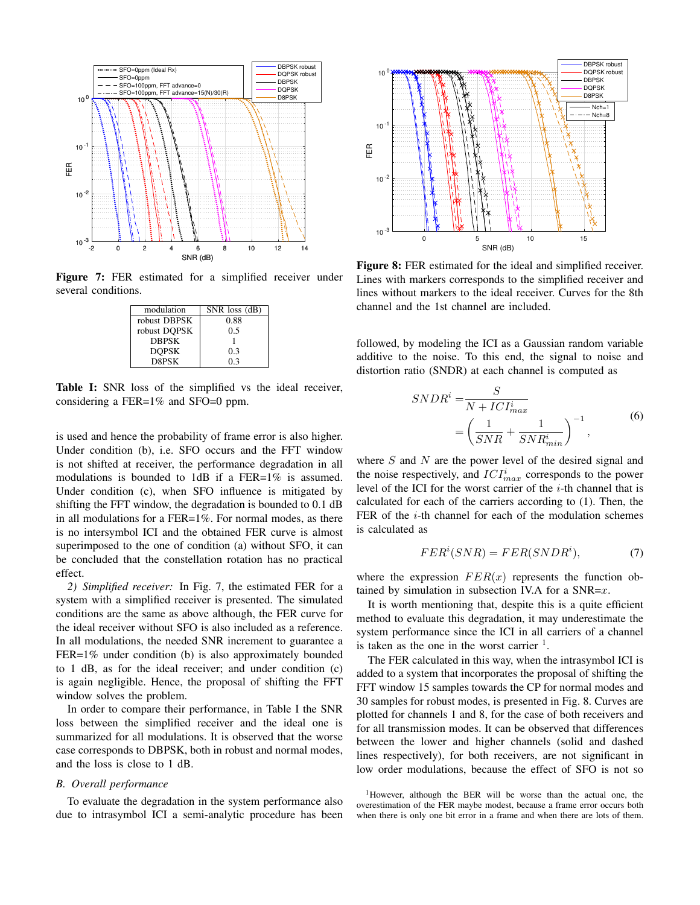Figure 7: FER estimated for a simplified receiver under several conditions.

| modulation | SNR loss (dB) |
|---|---|
| robust DBPSK | 0.88 |
| robust DQPSK | 0.5 |
| DBPSK | 1 |
| DQPSK | 0.3 |
| D8PSK | 0.3 |

**Table I:** SNR loss of the simplified vs the ideal receiver, considering a FER=1% and SFO=0 ppm.

is used and hence the probability of frame error is also higher. Under condition (b), i.e. SFO occurs and the FFT window is not shifted at receiver, the performance degradation in all modulations is bounded to 1dB if a FER=1% is assumed. Under condition (c), when SFO influence is mitigated by shifting the FFT window, the degradation is bounded to 0.1 dB in all modulations for a FER=1%. For normal modes, as there is no intersymbol ICI and the obtained FER curve is almost superimposed to the one of condition (a) without SFO, it can be concluded that the constellation rotation has no practical effect.

*2) Simplified receiver:* In Fig. 7, the estimated FER for a system with a simplified receiver is presented. The simulated conditions are the same as above although, the FER curve for the ideal receiver without SFO is also included as a reference. In all modulations, the needed SNR increment to guarantee a FER=1% under condition (b) is also approximately bounded to 1 dB, as for the ideal receiver; and under condition (c) is again negligible. Hence, the proposal of shifting the FFT window solves the problem.

In order to compare their performance, in Table I the SNR loss between the simplified receiver and the ideal one is summarized for all modulations. It is observed that the worse case corresponds to DBPSK, both in robust and normal modes, and the loss is close to 1 dB.

### *B. Overall performance*

To evaluate the degradation in the system performance also due to intrasymbol ICI a semi-analytic procedure has been followed, by modeling the ICI as a Gaussian random variable additive to the noise. To this end, the signal to noise and distortion ratio (SNDR) at each channel is computed as

$$SNDR^i = \frac{S}{N + ICI^i_{max}} = \left(\frac{1}{SNR} + \frac{1}{SNR^i_{min}}\right)^{-1}, \quad (6)$$

where $S$ and $N$ are the power level of the desired signal and the noise respectively, and $ICI^i_{max}$ corresponds to the power level of the ICI for the worst carrier of the $i$-th channel that is calculated for each of the carriers according to (1). Then, the FER of the $i$-th channel for each of the modulation schemes is calculated as

$$FER^i(SNR) = FER(SNDR^i), \quad (7)$$

where the expression $FER(x)$ represents the function obtained by simulation in subsection IV.A for a SNR=$x$.

It is worth mentioning that, despite this is a quite efficient method to evaluate this degradation, it may underestimate the system performance since the ICI in all carriers of a channel is taken as the one in the worst carrier [1].

The FER calculated in this way, when the intrasymbol ICI is added to a system that incorporates the proposal of shifting the FFT window 15 samples towards the CP for normal modes and 30 samples for robust modes, is presented in Fig. 8. Curves are plotted for channels 1 and 8, for the case of both receivers and for all transmission modes. It can be observed that differences between the lower and higher channels (solid and dashed lines respectively), for both receivers, are not significant in low order modulations, because the effect of SFO is not so

Figure 8: FER estimated for the ideal and simplified receiver. Lines with markers corresponds to the simplified receiver and lines without markers to the ideal receiver. Curves for the 8th channel and the 1st channel are included.

[1] However, although the BER will be worse than the actual one, the overestimation of the FER maybe modest, because a frame error occurs both when there is only one bit error in a frame and when there are lots of them.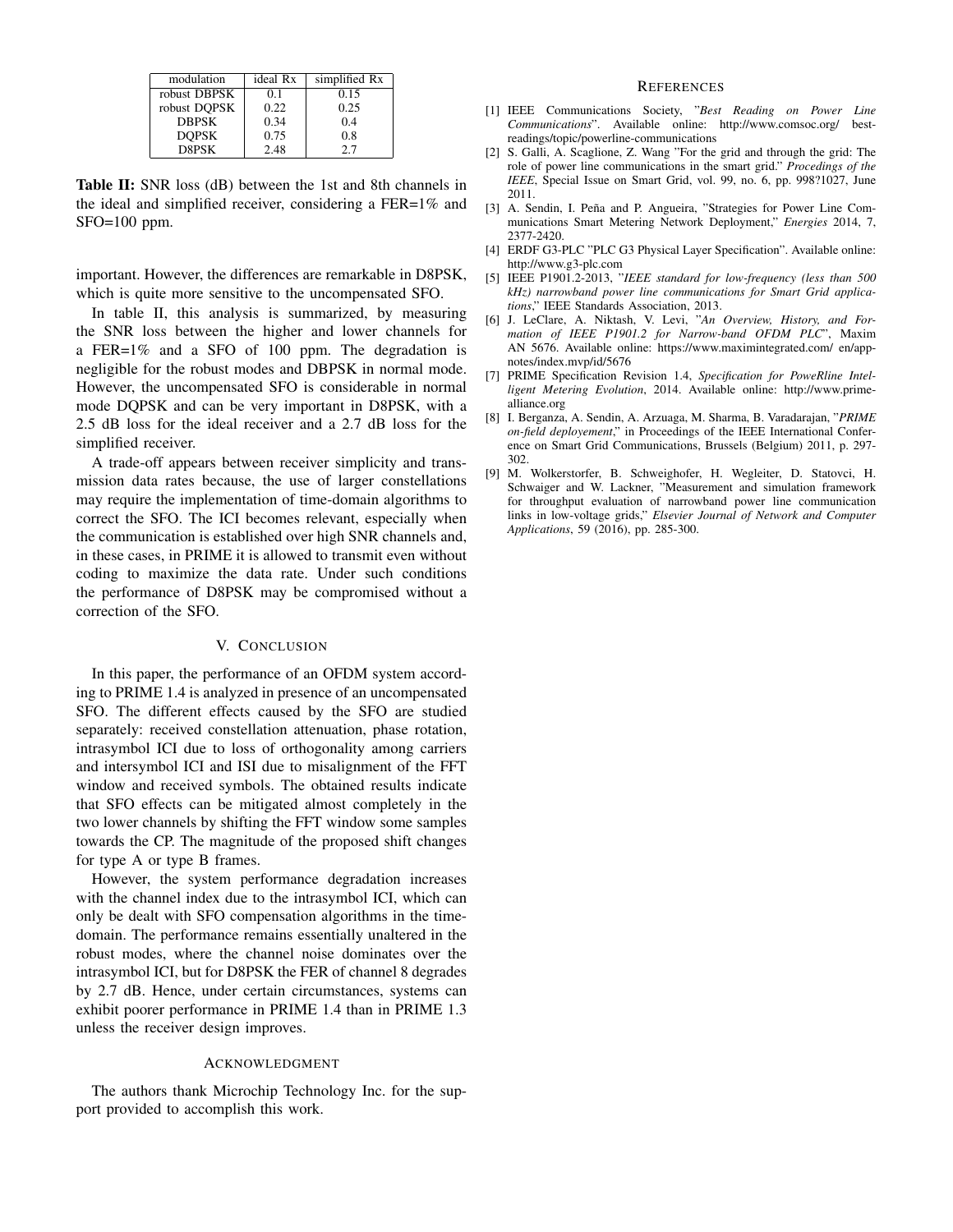| modulation | ideal Rx | simplified Rx |
|---|---|---|
| robust DBPSK | 0.1 | 0.15 |
| robust DQPSK | 0.22 | 0.25 |
| DBPSK | 0.34 | 0.4 |
| DQPSK | 0.75 | 0.8 |
| D8PSK | 2.48 | 2.7 |

**Table II:** SNR loss (dB) between the 1st and 8th channels in the ideal and simplified receiver, considering a FER=1% and SFO=100 ppm.

important. However, the differences are remarkable in D8PSK, which is quite more sensitive to the uncompensated SFO.

In table II, this analysis is summarized, by measuring the SNR loss between the higher and lower channels for a FER=1% and a SFO of 100 ppm. The degradation is negligible for the robust modes and DBPSK in normal mode. However, the uncompensated SFO is considerable in normal mode DQPSK and can be very important in D8PSK, with a 2.5 dB loss for the ideal receiver and a 2.7 dB loss for the simplified receiver.

A trade-off appears between receiver simplicity and transmission data rates because, the use of larger constellations may require the implementation of time-domain algorithms to correct the SFO. The ICI becomes relevant, especially when the communication is established over high SNR channels and, in these cases, in PRIME it is allowed to transmit even without coding to maximize the data rate. Under such conditions the performance of D8PSK may be compromised without a correction of the SFO.

## V. Conclusion

In this paper, the performance of an OFDM system according to PRIME 1.4 is analyzed in presence of an uncompensated SFO. The different effects caused by the SFO are studied separately: received constellation attenuation, phase rotation, intrasymbol ICI due to loss of orthogonality among carriers and intersymbol ICI and ISI due to misalignment of the FFT window and received symbols. The obtained results indicate that SFO effects can be mitigated almost completely in the two lower channels by shifting the FFT window some samples towards the CP. The magnitude of the proposed shift changes for type A or type B frames.

However, the system performance degradation increases with the channel index due to the intrasymbol ICI, which can only be dealt with SFO compensation algorithms in the time-domain. The performance remains essentially unaltered in the robust modes, where the channel noise dominates over the intrasymbol ICI, but for D8PSK the FER of channel 8 degrades by 2.7 dB. Hence, under certain circumstances, systems can exhibit poorer performance in PRIME 1.4 than in PRIME 1.3 unless the receiver design improves.

## Acknowledgment

The authors thank Microchip Technology Inc. for the support provided to accomplish this work.

## References

[1] IEEE Communications Society, "*Best Reading on Power Line Communications*". Available online: http://www.comsoc.org/ best-readings/topic/powerline-communications

[2] S. Galli, A. Scaglione, Z. Wang "For the grid and through the grid: The role of power line communications in the smart grid." *Procedings of the IEEE*, Special Issue on Smart Grid, vol. 99, no. 6, pp. 998?1027, June 2011.

[3] A. Sendin, I. Peña and P. Angueira, "Strategies for Power Line Communications Smart Metering Network Deployment," *Energies* 2014, 7, 2377-2420.

[4] ERDF G3-PLC "PLC G3 Physical Layer Specification". Available online: http://www.g3-plc.com

[5] IEEE P1901.2-2013, "*IEEE standard for low-frequency (less than 500 kHz) narrowband power line communications for Smart Grid applications*," IEEE Standards Association, 2013.

[6] J. LeClare, A. Niktash, V. Levi, "*An Overview, History, and Formation of IEEE P1901.2 for Narrow-band OFDM PLC*", Maxim AN 5676. Available online: https://www.maximintegrated.com/ en/app-notes/index.mvp/id/5676

[7] PRIME Specification Revision 1.4, *Specification for PoweRline Intelligent Metering Evolution*, 2014. Available online: http://www.prime-alliance.org

[8] I. Berganza, A. Sendin, A. Arzuaga, M. Sharma, B. Varadarajan, "*PRIME on-field deployement*," in Proceedings of the IEEE International Conference on Smart Grid Communications, Brussels (Belgium) 2011, p. 297-302.

[9] M. Wolkerstorfer, B. Schweighofer, H. Wegleiter, D. Statovci, H. Schwaiger and W. Lackner, "Measurement and simulation framework for throughput evaluation of narrowband power line communication links in low-voltage grids," *Elsevier Journal of Network and Computer Applications*, 59 (2016), pp. 285-300.